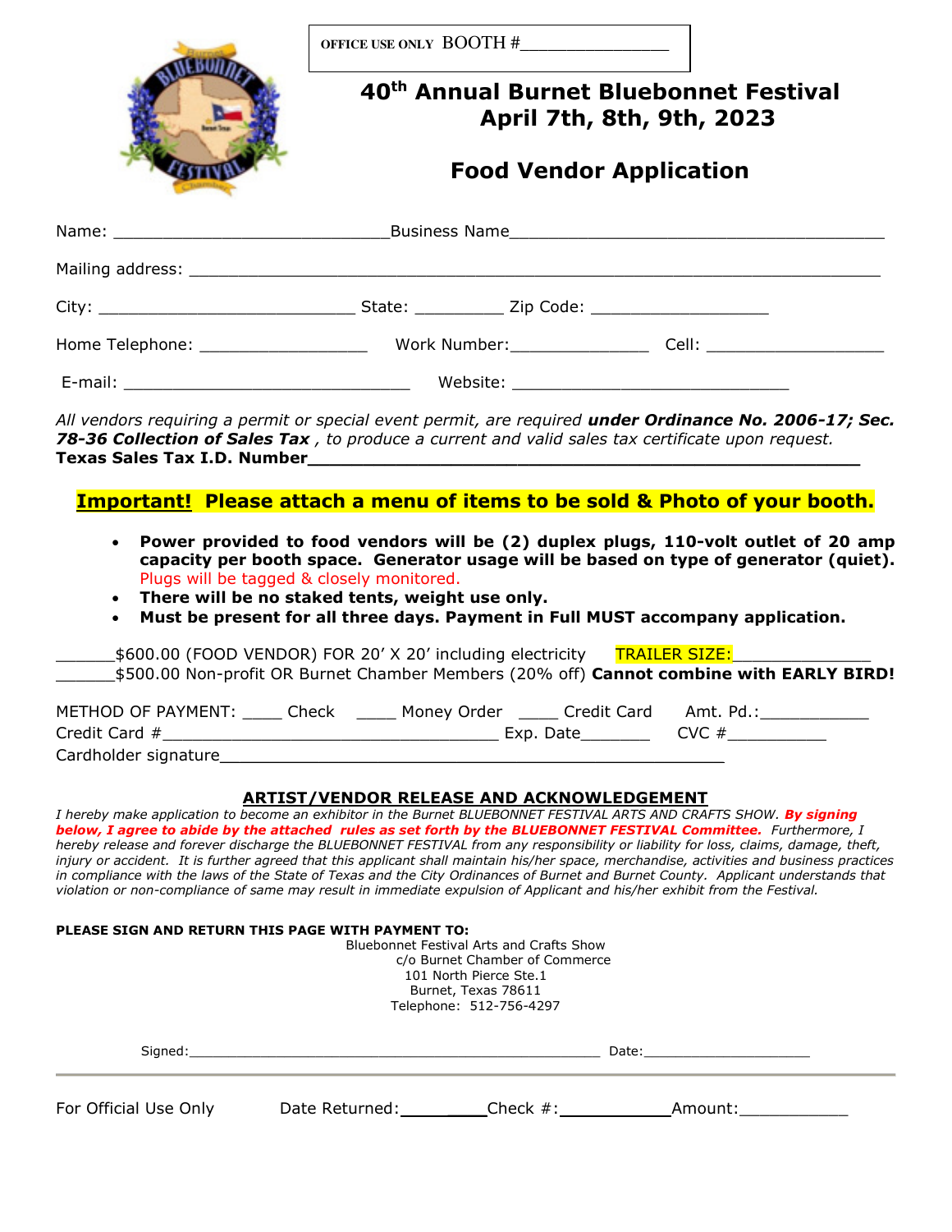OFFICE USE ONLY BOOTH #________________

# 40th Annual Burnet Bluebonnet Festival
## April 7th, 8th, 9th, 2023

## Food Vendor Application

Name: ____________________________ Business Name ______________________________________

Mailing address: ______________________________________________________________________

City: __________________________ State: _________ Zip Code: __________________

Home Telephone: _________________ Work Number: ______________ Cell: __________________

E-mail: _____________________________ Website: _____________________________

*All vendors requiring a permit or special event permit, are required **under Ordinance No. 2006-17; Sec. 78-36 Collection of Sales Tax**, to produce a current and valid sales tax certificate upon request.*
**Texas Sales Tax I.D. Number_________________________________________________________**

**Important! Please attach a menu of items to be sold & Photo of your booth.**

- **Power provided to food vendors will be (2) duplex plugs, 110-volt outlet of 20 amp capacity per booth space. Generator usage will be based on type of generator (quiet).** Plugs will be tagged & closely monitored.
- **There will be no staked tents, weight use only.**
- **Must be present for all three days. Payment in Full MUST accompany application.**

______$600.00 (FOOD VENDOR) FOR 20' X 20' including electricity TRAILER SIZE:______________
______$500.00 Non-profit OR Burnet Chamber Members (20% off) **Cannot combine with EARLY BIRD!**

METHOD OF PAYMENT: ____ Check ____ Money Order ____ Credit Card Amt. Pd.:___________
Credit Card #__________________________________ Exp. Date_______ CVC #__________
Cardholder signature__________________________________________________

**ARTIST/VENDOR RELEASE AND ACKNOWLEDGEMENT**

*I hereby make application to become an exhibitor in the Burnet BLUEBONNET FESTIVAL ARTS AND CRAFTS SHOW. **By signing below, I agree to abide by the attached rules as set forth by the BLUEBONNET FESTIVAL Committee.** Furthermore, I hereby release and forever discharge the BLUEBONNET FESTIVAL from any responsibility or liability for loss, claims, damage, theft, injury or accident. It is further agreed that this applicant shall maintain his/her space, merchandise, activities and business practices in compliance with the laws of the State of Texas and the City Ordinances of Burnet and Burnet County. Applicant understands that violation or non-compliance of same may result in immediate expulsion of Applicant and his/her exhibit from the Festival.*

**PLEASE SIGN AND RETURN THIS PAGE WITH PAYMENT TO:**

Bluebonnet Festival Arts and Crafts Show
c/o Burnet Chamber of Commerce
101 North Pierce Ste.1
Burnet, Texas 78611
Telephone: 512-756-4297

Signed:__________________________________________________ Date:____________________

For Official Use Only Date Returned:__________ Check #:___________ Amount:___________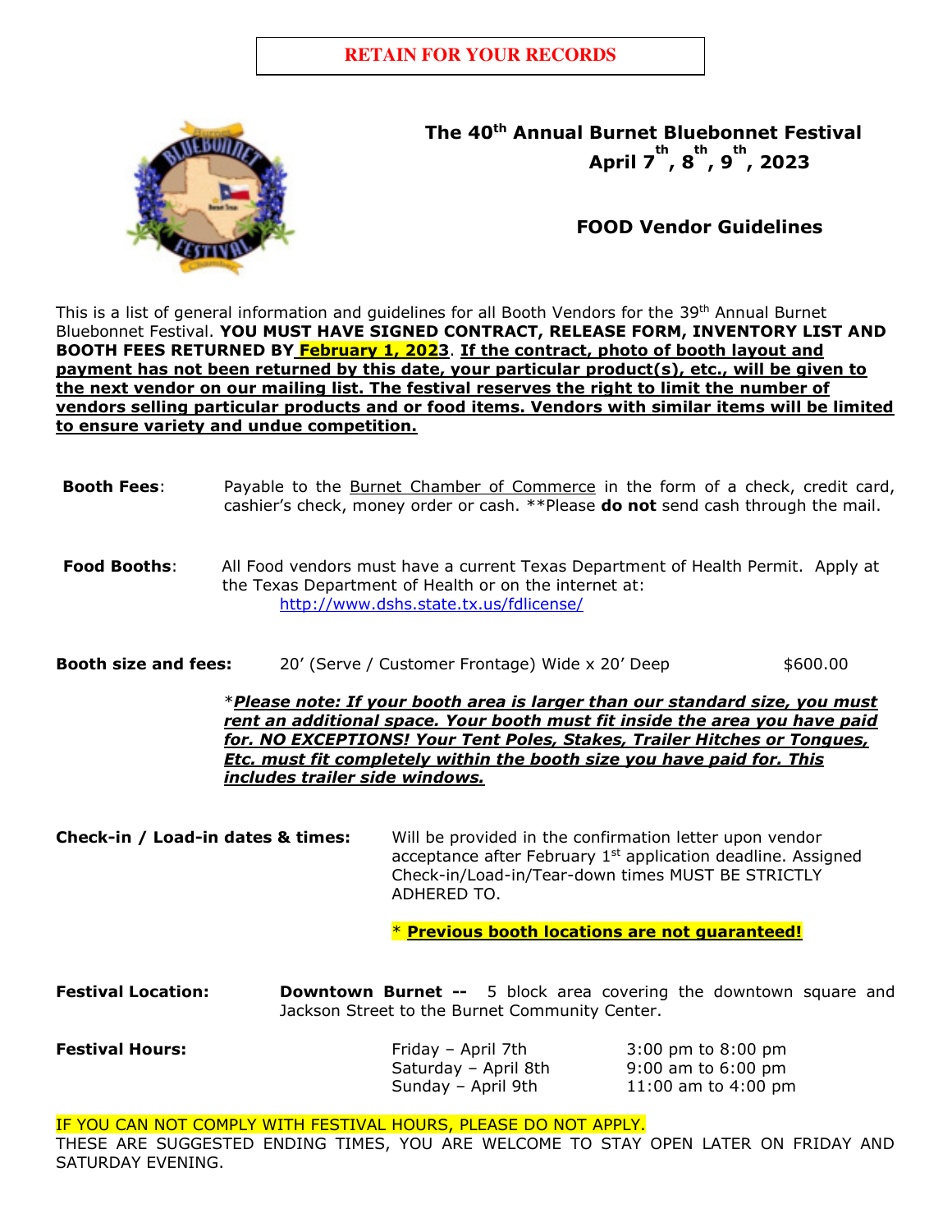**RETAIN FOR YOUR RECORDS**

# The 40th Annual Burnet Bluebonnet Festival

## April 7th, 8th, 9th, 2023

## FOOD Vendor Guidelines

This is a list of general information and guidelines for all Booth Vendors for the 39th Annual Burnet Bluebonnet Festival. **YOU MUST HAVE SIGNED CONTRACT, RELEASE FORM, INVENTORY LIST AND BOOTH FEES RETURNED BY February 1, 2023**. **If the contract, photo of booth layout and payment has not been returned by this date, your particular product(s), etc., will be given to the next vendor on our mailing list. The festival reserves the right to limit the number of vendors selling particular products and or food items. Vendors with similar items will be limited to ensure variety and undue competition.**

**Booth Fees**: Payable to the Burnet Chamber of Commerce in the form of a check, credit card, cashier's check, money order or cash. **Please **do not** send cash through the mail.

**Food Booths**: All Food vendors must have a current Texas Department of Health Permit. Apply at the Texas Department of Health or on the internet at: http://www.dshs.state.tx.us/fdlicense/

**Booth size and fees:** 20' (Serve / Customer Frontage) Wide x 20' Deep $600.00

*_**Please note: If your booth area is larger than our standard size, you must rent an additional space. Your booth must fit inside the area you have paid for. NO EXCEPTIONS! Your Tent Poles, Stakes, Trailer Hitches or Tongues, Etc. must fit completely within the booth size you have paid for. This includes trailer side windows.**_

**Check-in / Load-in dates & times:** Will be provided in the confirmation letter upon vendor acceptance after February 1st application deadline. Assigned Check-in/Load-in/Tear-down times MUST BE STRICTLY ADHERED TO.

\* **Previous booth locations are not guaranteed!**

**Festival Location:** **Downtown Burnet --** 5 block area covering the downtown square and Jackson Street to the Burnet Community Center.

**Festival Hours:**

| | |
|---|---|
| Friday – April 7th | 3:00 pm to 8:00 pm |
| Saturday – April 8th | 9:00 am to 6:00 pm |
| Sunday – April 9th | 11:00 am to 4:00 pm |

IF YOU CAN NOT COMPLY WITH FESTIVAL HOURS, PLEASE DO NOT APPLY.
THESE ARE SUGGESTED ENDING TIMES, YOU ARE WELCOME TO STAY OPEN LATER ON FRIDAY AND SATURDAY EVENING.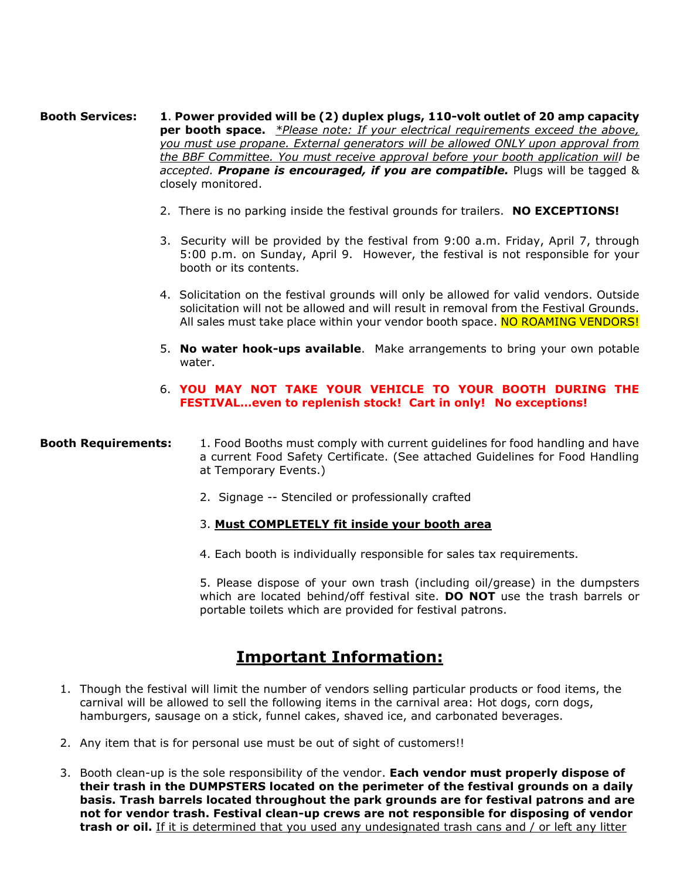**Booth Services:**

1. **Power provided will be (2) duplex plugs, 110-volt outlet of 20 amp capacity per booth space.** *\*Please note: If your electrical requirements exceed the above, you must use propane. External generators will be allowed ONLY upon approval from the BBF Committee. You must receive approval before your booth application will be accepted.* ***Propane is encouraged, if you are compatible.*** Plugs will be tagged & closely monitored.

2. There is no parking inside the festival grounds for trailers. **NO EXCEPTIONS!**

3. Security will be provided by the festival from 9:00 a.m. Friday, April 7, through 5:00 p.m. on Sunday, April 9. However, the festival is not responsible for your booth or its contents.

4. Solicitation on the festival grounds will only be allowed for valid vendors. Outside solicitation will not be allowed and will result in removal from the Festival Grounds. All sales must take place within your vendor booth space. NO ROAMING VENDORS!

5. **No water hook-ups available**. Make arrangements to bring your own potable water.

6. **YOU MAY NOT TAKE YOUR VEHICLE TO YOUR BOOTH DURING THE FESTIVAL…even to replenish stock! Cart in only! No exceptions!**

**Booth Requirements:**

1. Food Booths must comply with current guidelines for food handling and have a current Food Safety Certificate. (See attached Guidelines for Food Handling at Temporary Events.)

2. Signage -- Stenciled or professionally crafted

3. **Must COMPLETELY fit inside your booth area**

4. Each booth is individually responsible for sales tax requirements.

5. Please dispose of your own trash (including oil/grease) in the dumpsters which are located behind/off festival site. **DO NOT** use the trash barrels or portable toilets which are provided for festival patrons.

## Important Information:

1. Though the festival will limit the number of vendors selling particular products or food items, the carnival will be allowed to sell the following items in the carnival area: Hot dogs, corn dogs, hamburgers, sausage on a stick, funnel cakes, shaved ice, and carbonated beverages.

2. Any item that is for personal use must be out of sight of customers!!

3. Booth clean-up is the sole responsibility of the vendor. **Each vendor must properly dispose of their trash in the DUMPSTERS located on the perimeter of the festival grounds on a daily basis. Trash barrels located throughout the park grounds are for festival patrons and are not for vendor trash. Festival clean-up crews are not responsible for disposing of vendor trash or oil.** If it is determined that you used any undesignated trash cans and / or left any litter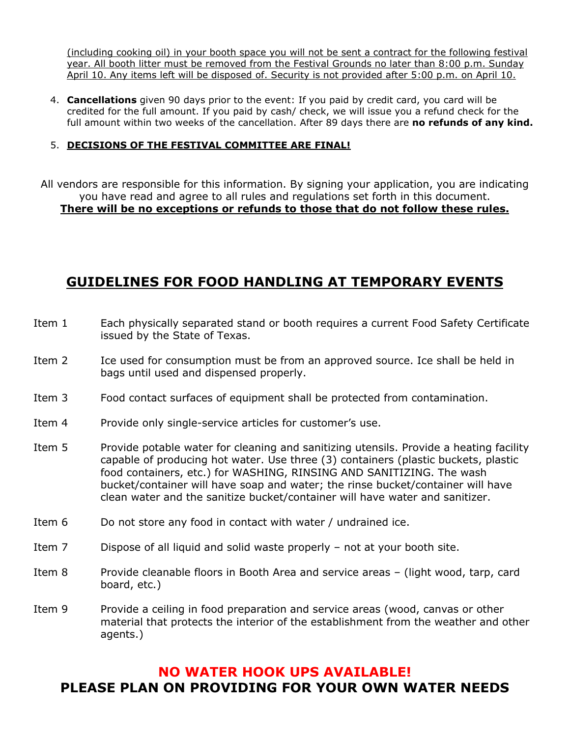<u>(including cooking oil) in your booth space you will not be sent a contract for the following festival year. All booth litter must be removed from the Festival Grounds no later than 8:00 p.m. Sunday April 10. Any items left will be disposed of. Security is not provided after 5:00 p.m. on April 10.</u>

4. **Cancellations** given 90 days prior to the event: If you paid by credit card, you card will be credited for the full amount. If you paid by cash/ check, we will issue you a refund check for the full amount within two weeks of the cancellation. After 89 days there are **no refunds of any kind.**

5. **<u>DECISIONS OF THE FESTIVAL COMMITTEE ARE FINAL!</u>**

All vendors are responsible for this information. By signing your application, you are indicating you have read and agree to all rules and regulations set forth in this document.
**<u>There will be no exceptions or refunds to those that do not follow these rules.</u>**

## <u>GUIDELINES FOR FOOD HANDLING AT TEMPORARY EVENTS</u>

Item 1 Each physically separated stand or booth requires a current Food Safety Certificate issued by the State of Texas.

Item 2 Ice used for consumption must be from an approved source. Ice shall be held in bags until used and dispensed properly.

Item 3 Food contact surfaces of equipment shall be protected from contamination.

Item 4 Provide only single-service articles for customer's use.

Item 5 Provide potable water for cleaning and sanitizing utensils. Provide a heating facility capable of producing hot water. Use three (3) containers (plastic buckets, plastic food containers, etc.) for WASHING, RINSING AND SANITIZING. The wash bucket/container will have soap and water; the rinse bucket/container will have clean water and the sanitize bucket/container will have water and sanitizer.

Item 6 Do not store any food in contact with water / undrained ice.

Item 7 Dispose of all liquid and solid waste properly – not at your booth site.

Item 8 Provide cleanable floors in Booth Area and service areas – (light wood, tarp, card board, etc.)

Item 9 Provide a ceiling in food preparation and service areas (wood, canvas or other material that protects the interior of the establishment from the weather and other agents.)

**NO WATER HOOK UPS AVAILABLE!**
**PLEASE PLAN ON PROVIDING FOR YOUR OWN WATER NEEDS**